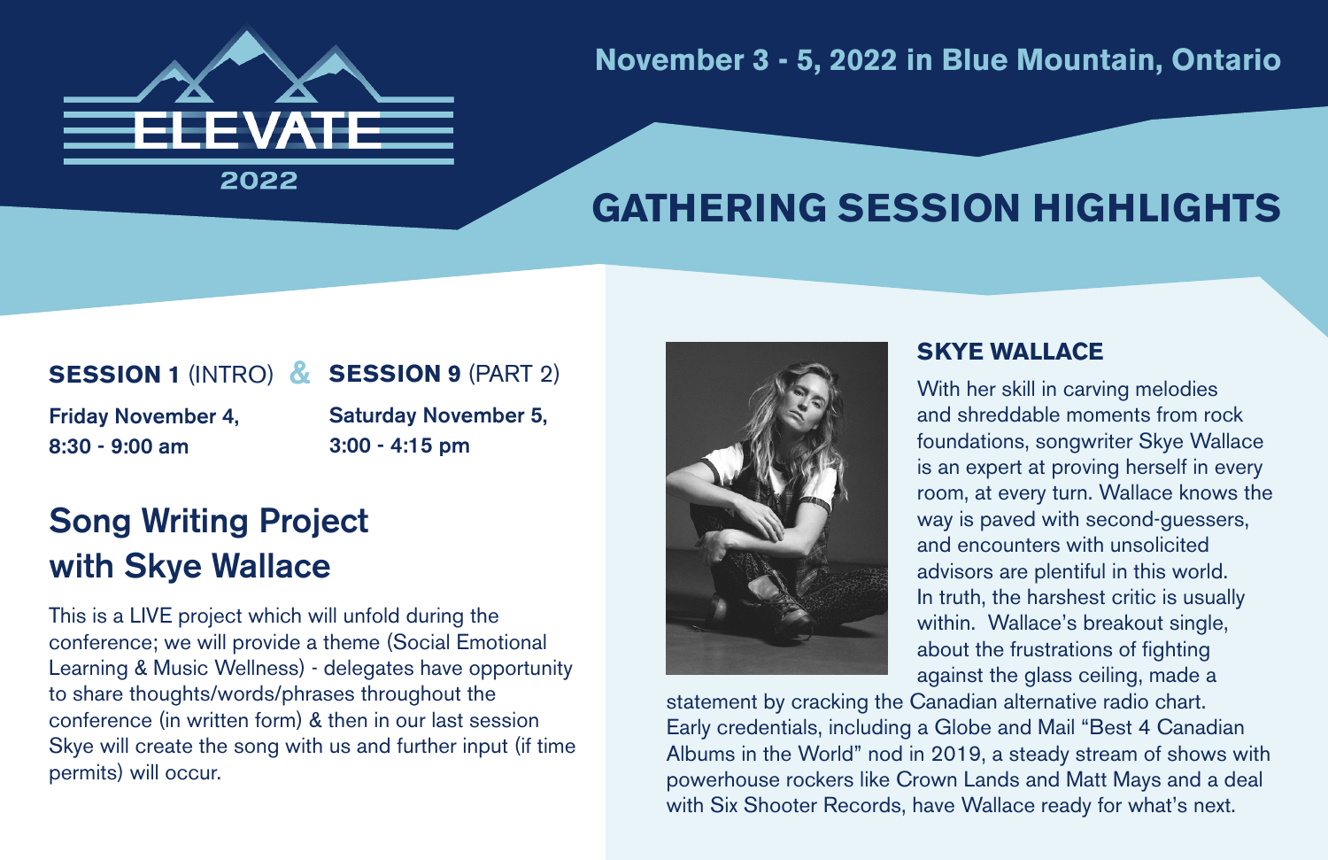# ELEVATE 2022

**November 3 - 5, 2022 in Blue Mountain, Ontario**

## GATHERING SESSION HIGHLIGHTS

**SESSION 1** (INTRO) & **SESSION 9** (PART 2)

**Friday November 4, 8:30 - 9:00 am**

**Saturday November 5, 3:00 - 4:15 pm**

### Song Writing Project with Skye Wallace

This is a LIVE project which will unfold during the conference; we will provide a theme (Social Emotional Learning & Music Wellness) - delegates have opportunity to share thoughts/words/phrases throughout the conference (in written form) & then in our last session Skye will create the song with us and further input (if time permits) will occur.

### SKYE WALLACE

With her skill in carving melodies and shreddable moments from rock foundations, songwriter Skye Wallace is an expert at proving herself in every room, at every turn. Wallace knows the way is paved with second-guessers, and encounters with unsolicited advisors are plentiful in this world. In truth, the harshest critic is usually within. Wallace's breakout single, about the frustrations of fighting against the glass ceiling, made a statement by cracking the Canadian alternative radio chart. Early credentials, including a Globe and Mail "Best 4 Canadian Albums in the World" nod in 2019, a steady stream of shows with powerhouse rockers like Crown Lands and Matt Mays and a deal with Six Shooter Records, have Wallace ready for what's next.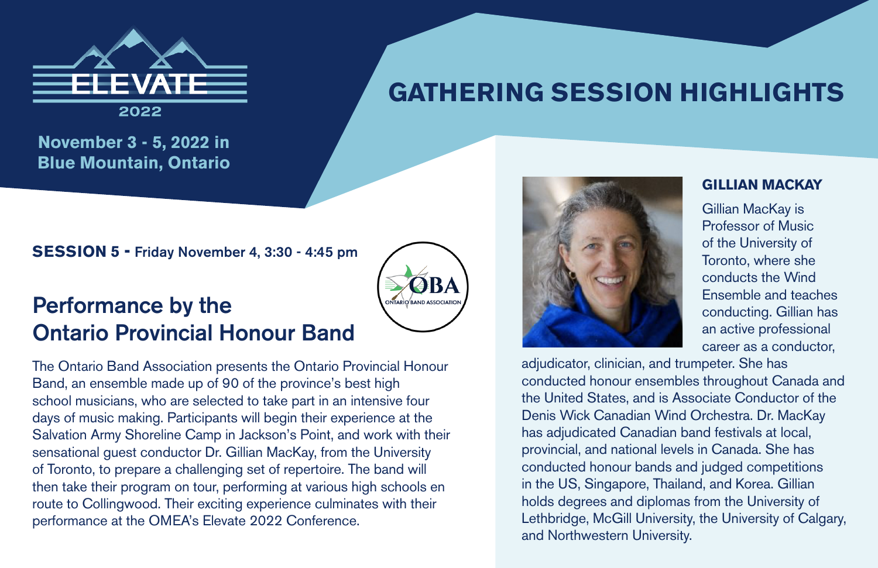ELEVATE 2022

**November 3 - 5, 2022 in Blue Mountain, Ontario**

# GATHERING SESSION HIGHLIGHTS

**SESSION 5 - Friday November 4, 3:30 - 4:45 pm**

## Performance by the Ontario Provincial Honour Band

OBA ONTARIO BAND ASSOCIATION

The Ontario Band Association presents the Ontario Provincial Honour Band, an ensemble made up of 90 of the province's best high school musicians, who are selected to take part in an intensive four days of music making. Participants will begin their experience at the Salvation Army Shoreline Camp in Jackson's Point, and work with their sensational guest conductor Dr. Gillian MacKay, from the University of Toronto, to prepare a challenging set of repertoire. The band will then take their program on tour, performing at various high schools en route to Collingwood. Their exciting experience culminates with their performance at the OMEA's Elevate 2022 Conference.

### GILLIAN MACKAY

Gillian MacKay is Professor of Music of the University of Toronto, where she conducts the Wind Ensemble and teaches conducting. Gillian has an active professional career as a conductor, adjudicator, clinician, and trumpeter. She has conducted honour ensembles throughout Canada and the United States, and is Associate Conductor of the Denis Wick Canadian Wind Orchestra. Dr. MacKay has adjudicated Canadian band festivals at local, provincial, and national levels in Canada. She has conducted honour bands and judged competitions in the US, Singapore, Thailand, and Korea. Gillian holds degrees and diplomas from the University of Lethbridge, McGill University, the University of Calgary, and Northwestern University.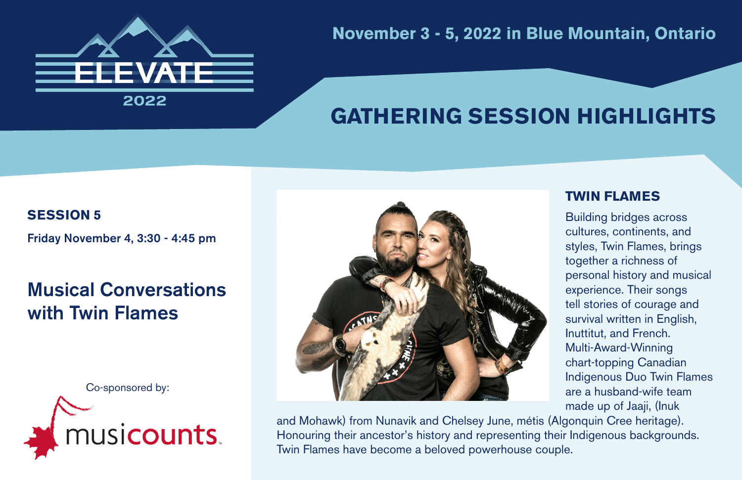ELEVATE 2022

November 3 - 5, 2022 in Blue Mountain, Ontario

# GATHERING SESSION HIGHLIGHTS

**SESSION 5**

**Friday November 4, 3:30 - 4:45 pm**

## Musical Conversations with Twin Flames

Co-sponsored by:

musicounts

### TWIN FLAMES

Building bridges across cultures, continents, and styles, Twin Flames, brings together a richness of personal history and musical experience. Their songs tell stories of courage and survival written in English, Inuttitut, and French. Multi-Award-Winning chart-topping Canadian Indigenous Duo Twin Flames are a husband-wife team made up of Jaaji, (Inuk and Mohawk) from Nunavik and Chelsey June, métis (Algonquin Cree heritage). Honouring their ancestor's history and representing their Indigenous backgrounds. Twin Flames have become a beloved powerhouse couple.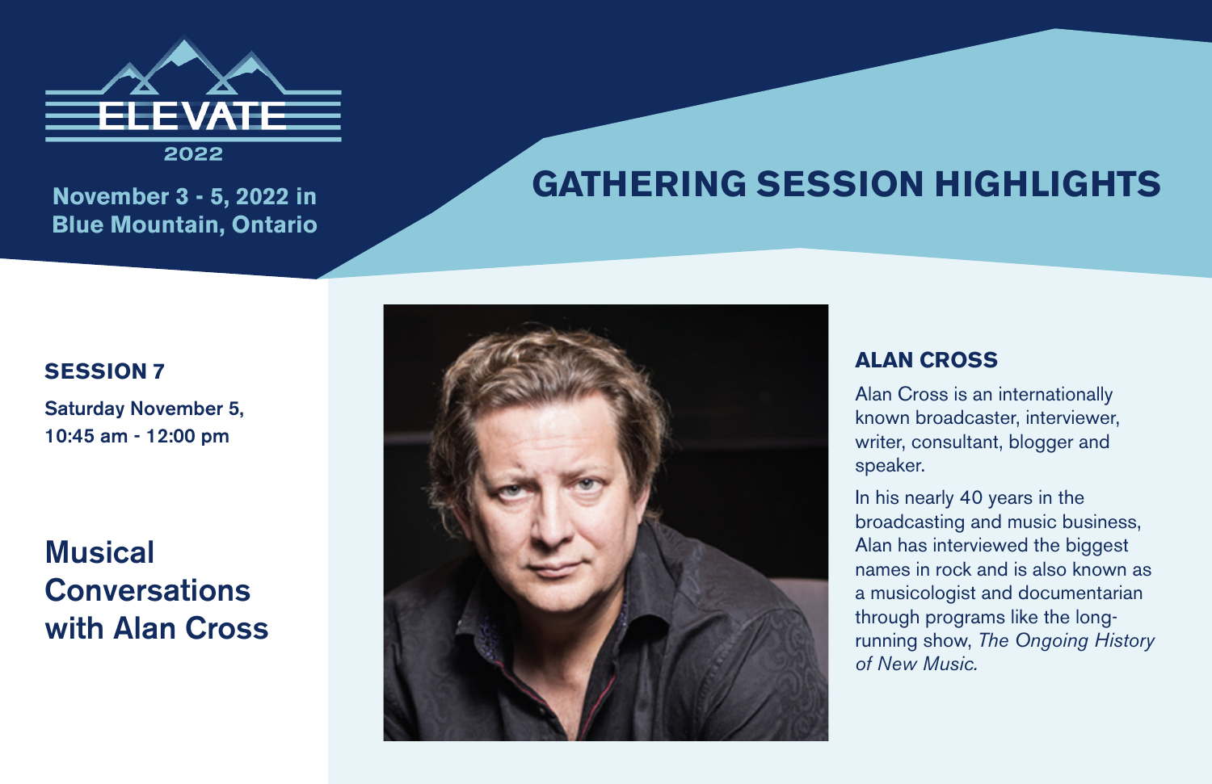ELEVATE

2022

November 3 - 5, 2022 in Blue Mountain, Ontario

# GATHERING SESSION HIGHLIGHTS

**SESSION 7**

**Saturday November 5, 10:45 am - 12:00 pm**

## Musical Conversations with Alan Cross

### ALAN CROSS

Alan Cross is an internationally known broadcaster, interviewer, writer, consultant, blogger and speaker.

In his nearly 40 years in the broadcasting and music business, Alan has interviewed the biggest names in rock and is also known as a musicologist and documentarian through programs like the long-running show, *The Ongoing History of New Music.*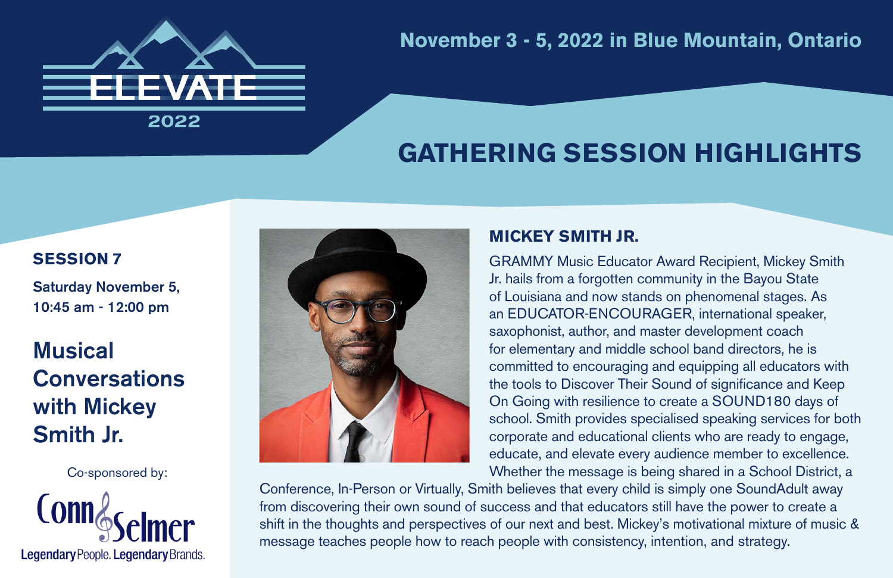ELEVATE 2022

November 3 - 5, 2022 in Blue Mountain, Ontario

# GATHERING SESSION HIGHLIGHTS

**SESSION 7**

**Saturday November 5, 10:45 am - 12:00 pm**

## Musical Conversations with Mickey Smith Jr.

Co-sponsored by:

Conn Selmer
Legendary People. Legendary Brands.

### MICKEY SMITH JR.

GRAMMY Music Educator Award Recipient, Mickey Smith Jr. hails from a forgotten community in the Bayou State of Louisiana and now stands on phenomenal stages. As an EDUCATOR-ENCOURAGER, international speaker, saxophonist, author, and master development coach for elementary and middle school band directors, he is committed to encouraging and equipping all educators with the tools to Discover Their Sound of significance and Keep On Going with resilience to create a SOUND180 days of school. Smith provides specialised speaking services for both corporate and educational clients who are ready to engage, educate, and elevate every audience member to excellence. Whether the message is being shared in a School District, a Conference, In-Person or Virtually, Smith believes that every child is simply one SoundAdult away from discovering their own sound of success and that educators still have the power to create a shift in the thoughts and perspectives of our next and best. Mickey's motivational mixture of music & message teaches people how to reach people with consistency, intention, and strategy.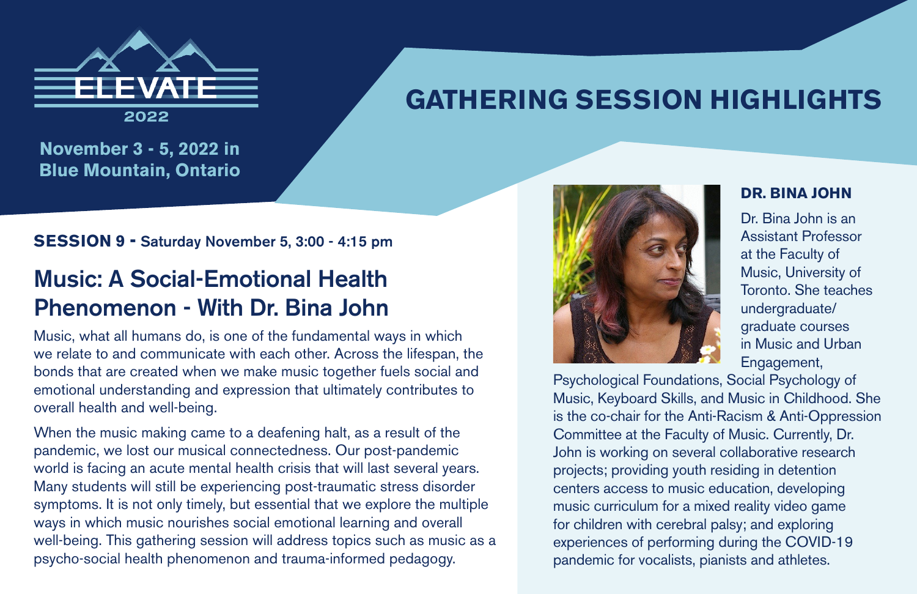ELEVATE

2022

**November 3 - 5, 2022 in Blue Mountain, Ontario**

# GATHERING SESSION HIGHLIGHTS

**SESSION 9 -** Saturday November 5, 3:00 - 4:15 pm

## Music: A Social-Emotional Health Phenomenon - With Dr. Bina John

Music, what all humans do, is one of the fundamental ways in which we relate to and communicate with each other. Across the lifespan, the bonds that are created when we make music together fuels social and emotional understanding and expression that ultimately contributes to overall health and well-being.

When the music making came to a deafening halt, as a result of the pandemic, we lost our musical connectedness. Our post-pandemic world is facing an acute mental health crisis that will last several years. Many students will still be experiencing post-traumatic stress disorder symptoms. It is not only timely, but essential that we explore the multiple ways in which music nourishes social emotional learning and overall well-being. This gathering session will address topics such as music as a psycho-social health phenomenon and trauma-informed pedagogy.

### DR. BINA JOHN

Dr. Bina John is an Assistant Professor at the Faculty of Music, University of Toronto. She teaches undergraduate/graduate courses in Music and Urban Engagement, Psychological Foundations, Social Psychology of Music, Keyboard Skills, and Music in Childhood. She is the co-chair for the Anti-Racism & Anti-Oppression Committee at the Faculty of Music. Currently, Dr. John is working on several collaborative research projects; providing youth residing in detention centers access to music education, developing music curriculum for a mixed reality video game for children with cerebral palsy; and exploring experiences of performing during the COVID-19 pandemic for vocalists, pianists and athletes.